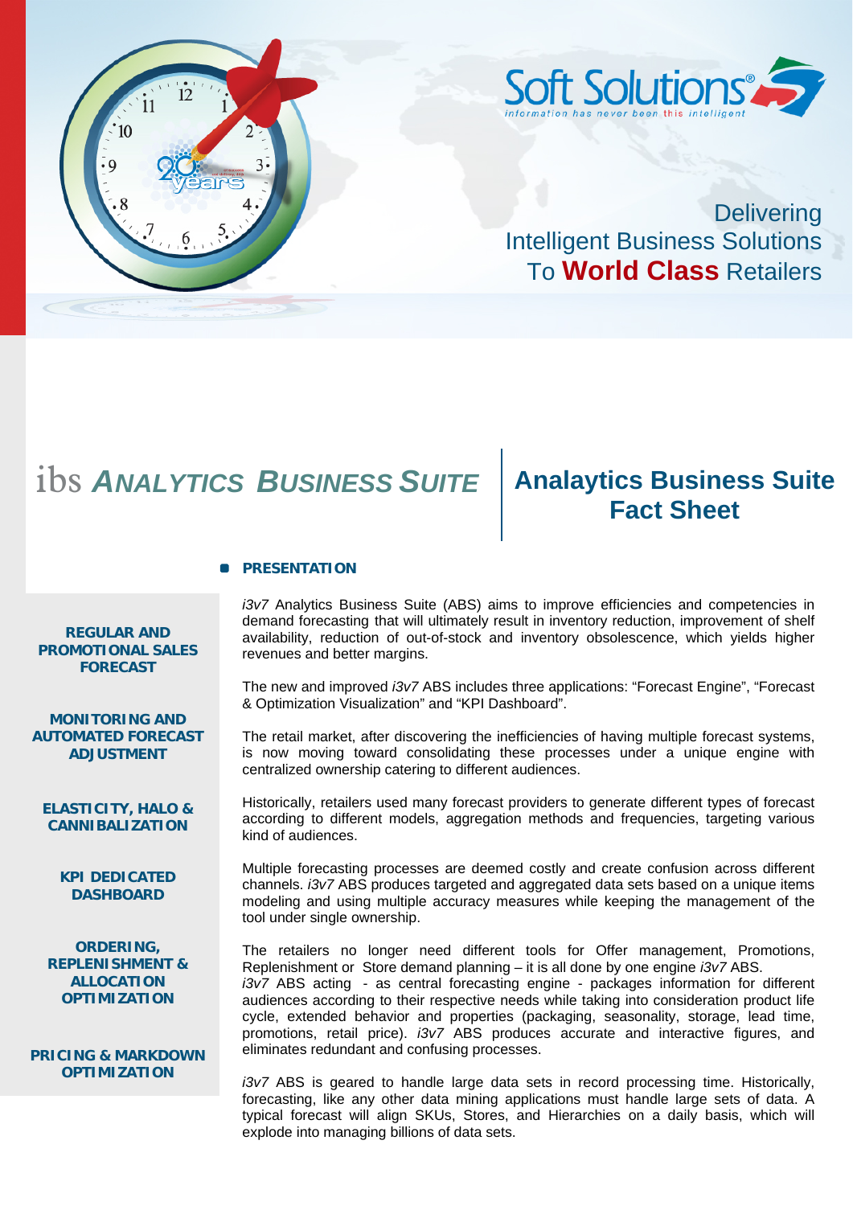Soft Solutions®

information has never been this intelligent

Delivering
Intelligent Business Solutions
To **World Class** Retailers

# ibs *ANALYTICS BUSINESS SUITE*

## Analaytics Business Suite Fact Sheet

**REGULAR AND PROMOTIONAL SALES FORECAST**

**MONITORING AND AUTOMATED FORECAST ADJUSTMENT**

**ELASTICITY, HALO & CANNIBALIZATION**

**KPI DEDICATED DASHBOARD**

**ORDERING, REPLENISHMENT & ALLOCATION OPTIMIZATION**

**PRICING & MARKDOWN OPTIMIZATION**

### PRESENTATION

*i3v7* Analytics Business Suite (ABS) aims to improve efficiencies and competencies in demand forecasting that will ultimately result in inventory reduction, improvement of shelf availability, reduction of out-of-stock and inventory obsolescence, which yields higher revenues and better margins.

The new and improved *i3v7* ABS includes three applications: “Forecast Engine”, “Forecast & Optimization Visualization” and “KPI Dashboard”.

The retail market, after discovering the inefficiencies of having multiple forecast systems, is now moving toward consolidating these processes under a unique engine with centralized ownership catering to different audiences.

Historically, retailers used many forecast providers to generate different types of forecast according to different models, aggregation methods and frequencies, targeting various kind of audiences.

Multiple forecasting processes are deemed costly and create confusion across different channels. *i3v7* ABS produces targeted and aggregated data sets based on a unique items modeling and using multiple accuracy measures while keeping the management of the tool under single ownership.

The retailers no longer need different tools for Offer management, Promotions, Replenishment or Store demand planning – it is all done by one engine *i3v7* ABS.
*i3v7* ABS acting - as central forecasting engine - packages information for different audiences according to their respective needs while taking into consideration product life cycle, extended behavior and properties (packaging, seasonality, storage, lead time, promotions, retail price). *i3v7* ABS produces accurate and interactive figures, and eliminates redundant and confusing processes.

*i3v7* ABS is geared to handle large data sets in record processing time. Historically, forecasting, like any other data mining applications must handle large sets of data. A typical forecast will align SKUs, Stores, and Hierarchies on a daily basis, which will explode into managing billions of data sets.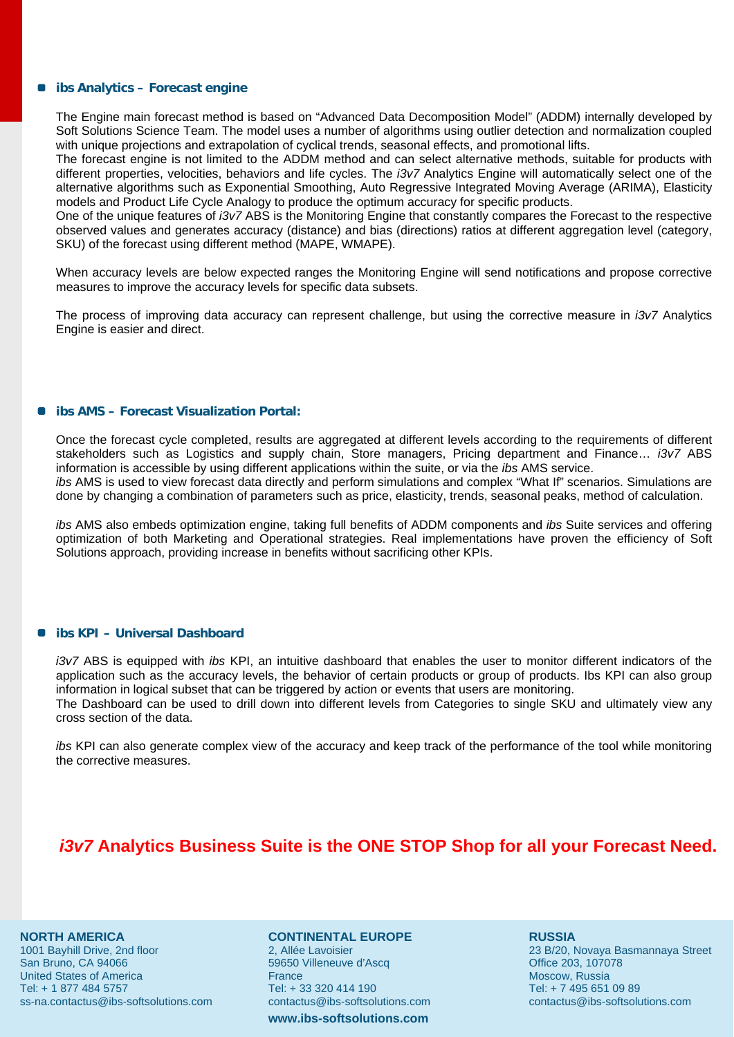## ibs Analytics – Forecast engine

The Engine main forecast method is based on "Advanced Data Decomposition Model" (ADDM) internally developed by Soft Solutions Science Team. The model uses a number of algorithms using outlier detection and normalization coupled with unique projections and extrapolation of cyclical trends, seasonal effects, and promotional lifts.
The forecast engine is not limited to the ADDM method and can select alternative methods, suitable for products with different properties, velocities, behaviors and life cycles. The *i3v7* Analytics Engine will automatically select one of the alternative algorithms such as Exponential Smoothing, Auto Regressive Integrated Moving Average (ARIMA), Elasticity models and Product Life Cycle Analogy to produce the optimum accuracy for specific products.
One of the unique features of *i3v7* ABS is the Monitoring Engine that constantly compares the Forecast to the respective observed values and generates accuracy (distance) and bias (directions) ratios at different aggregation level (category, SKU) of the forecast using different method (MAPE, WMAPE).

When accuracy levels are below expected ranges the Monitoring Engine will send notifications and propose corrective measures to improve the accuracy levels for specific data subsets.

The process of improving data accuracy can represent challenge, but using the corrective measure in *i3v7* Analytics Engine is easier and direct.

## ibs AMS – Forecast Visualization Portal:

Once the forecast cycle completed, results are aggregated at different levels according to the requirements of different stakeholders such as Logistics and supply chain, Store managers, Pricing department and Finance… *i3v7* ABS information is accessible by using different applications within the suite, or via the *ibs* AMS service.
*ibs* AMS is used to view forecast data directly and perform simulations and complex "What If" scenarios. Simulations are done by changing a combination of parameters such as price, elasticity, trends, seasonal peaks, method of calculation.

*ibs* AMS also embeds optimization engine, taking full benefits of ADDM components and *ibs* Suite services and offering optimization of both Marketing and Operational strategies. Real implementations have proven the efficiency of Soft Solutions approach, providing increase in benefits without sacrificing other KPIs.

## ibs KPI – Universal Dashboard

*i3v7* ABS is equipped with *ibs* KPI, an intuitive dashboard that enables the user to monitor different indicators of the application such as the accuracy levels, the behavior of certain products or group of products. Ibs KPI can also group information in logical subset that can be triggered by action or events that users are monitoring.
The Dashboard can be used to drill down into different levels from Categories to single SKU and ultimately view any cross section of the data.

*ibs* KPI can also generate complex view of the accuracy and keep track of the performance of the tool while monitoring the corrective measures.

**_i3v7_ Analytics Business Suite is the ONE STOP Shop for all your Forecast Need.**

**NORTH AMERICA**
1001 Bayhill Drive, 2nd floor
San Bruno, CA 94066
United States of America
Tel: + 1 877 484 5757
ss-na.contactus@ibs-softsolutions.com

**CONTINENTAL EUROPE**
2, Allée Lavoisier
59650 Villeneuve d'Ascq
France
Tel: + 33 320 414 190
contactus@ibs-softsolutions.com

**RUSSIA**
23 B/20, Novaya Basmannaya Street
Office 203, 107078
Moscow, Russia
Tel: + 7 495 651 09 89
contactus@ibs-softsolutions.com

**www.ibs-softsolutions.com**